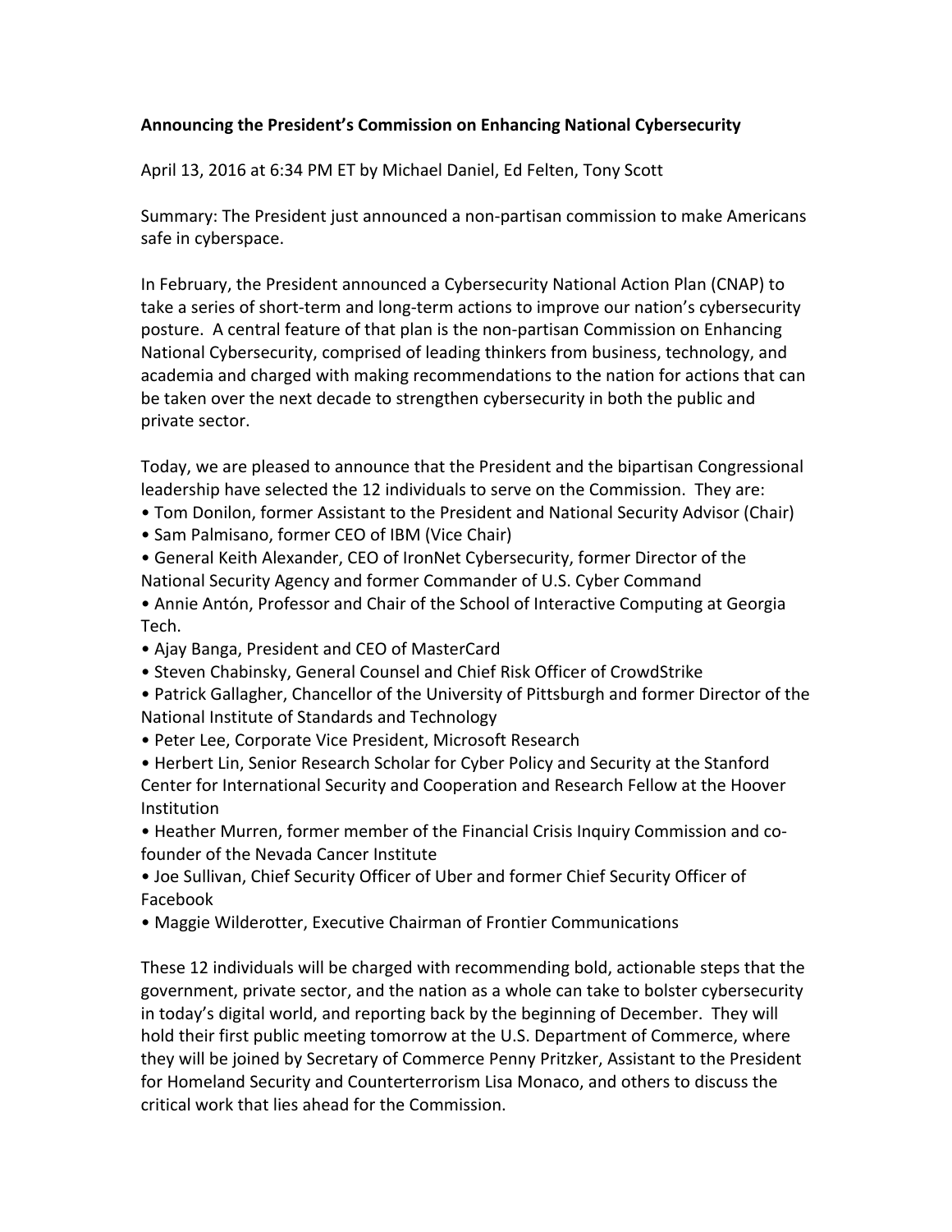**Announcing the President's Commission on Enhancing National Cybersecurity**

April 13, 2016 at 6:34 PM ET by Michael Daniel, Ed Felten, Tony Scott

Summary: The President just announced a non-partisan commission to make Americans safe in cyberspace.

In February, the President announced a Cybersecurity National Action Plan (CNAP) to take a series of short-term and long-term actions to improve our nation's cybersecurity posture. A central feature of that plan is the non-partisan Commission on Enhancing National Cybersecurity, comprised of leading thinkers from business, technology, and academia and charged with making recommendations to the nation for actions that can be taken over the next decade to strengthen cybersecurity in both the public and private sector.

Today, we are pleased to announce that the President and the bipartisan Congressional leadership have selected the 12 individuals to serve on the Commission. They are:

- Tom Donilon, former Assistant to the President and National Security Advisor (Chair)
- Sam Palmisano, former CEO of IBM (Vice Chair)
- General Keith Alexander, CEO of IronNet Cybersecurity, former Director of the National Security Agency and former Commander of U.S. Cyber Command
- Annie Antón, Professor and Chair of the School of Interactive Computing at Georgia Tech.
- Ajay Banga, President and CEO of MasterCard
- Steven Chabinsky, General Counsel and Chief Risk Officer of CrowdStrike
- Patrick Gallagher, Chancellor of the University of Pittsburgh and former Director of the National Institute of Standards and Technology
- Peter Lee, Corporate Vice President, Microsoft Research
- Herbert Lin, Senior Research Scholar for Cyber Policy and Security at the Stanford Center for International Security and Cooperation and Research Fellow at the Hoover Institution
- Heather Murren, former member of the Financial Crisis Inquiry Commission and co-founder of the Nevada Cancer Institute
- Joe Sullivan, Chief Security Officer of Uber and former Chief Security Officer of Facebook
- Maggie Wilderotter, Executive Chairman of Frontier Communications

These 12 individuals will be charged with recommending bold, actionable steps that the government, private sector, and the nation as a whole can take to bolster cybersecurity in today's digital world, and reporting back by the beginning of December. They will hold their first public meeting tomorrow at the U.S. Department of Commerce, where they will be joined by Secretary of Commerce Penny Pritzker, Assistant to the President for Homeland Security and Counterterrorism Lisa Monaco, and others to discuss the critical work that lies ahead for the Commission.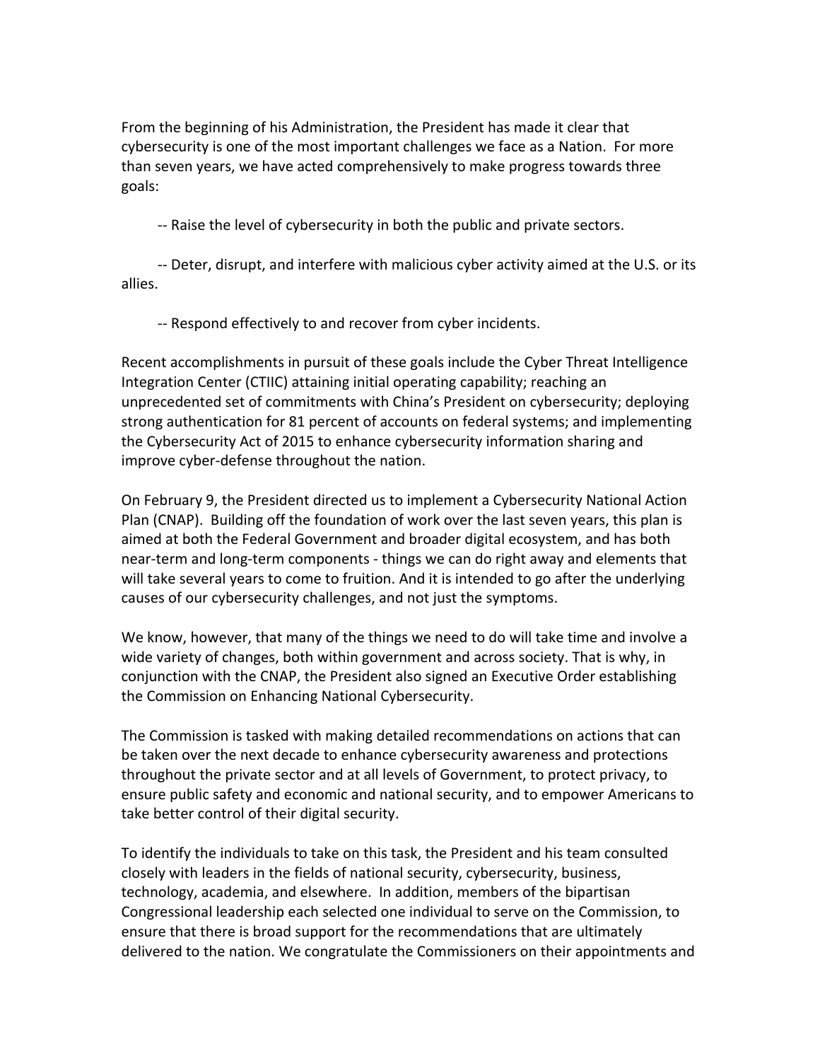From the beginning of his Administration, the President has made it clear that cybersecurity is one of the most important challenges we face as a Nation. For more than seven years, we have acted comprehensively to make progress towards three goals:

-- Raise the level of cybersecurity in both the public and private sectors.

-- Deter, disrupt, and interfere with malicious cyber activity aimed at the U.S. or its allies.

-- Respond effectively to and recover from cyber incidents.

Recent accomplishments in pursuit of these goals include the Cyber Threat Intelligence Integration Center (CTIIC) attaining initial operating capability; reaching an unprecedented set of commitments with China's President on cybersecurity; deploying strong authentication for 81 percent of accounts on federal systems; and implementing the Cybersecurity Act of 2015 to enhance cybersecurity information sharing and improve cyber-defense throughout the nation.

On February 9, the President directed us to implement a Cybersecurity National Action Plan (CNAP). Building off the foundation of work over the last seven years, this plan is aimed at both the Federal Government and broader digital ecosystem, and has both near-term and long-term components - things we can do right away and elements that will take several years to come to fruition. And it is intended to go after the underlying causes of our cybersecurity challenges, and not just the symptoms.

We know, however, that many of the things we need to do will take time and involve a wide variety of changes, both within government and across society. That is why, in conjunction with the CNAP, the President also signed an Executive Order establishing the Commission on Enhancing National Cybersecurity.

The Commission is tasked with making detailed recommendations on actions that can be taken over the next decade to enhance cybersecurity awareness and protections throughout the private sector and at all levels of Government, to protect privacy, to ensure public safety and economic and national security, and to empower Americans to take better control of their digital security.

To identify the individuals to take on this task, the President and his team consulted closely with leaders in the fields of national security, cybersecurity, business, technology, academia, and elsewhere. In addition, members of the bipartisan Congressional leadership each selected one individual to serve on the Commission, to ensure that there is broad support for the recommendations that are ultimately delivered to the nation. We congratulate the Commissioners on their appointments and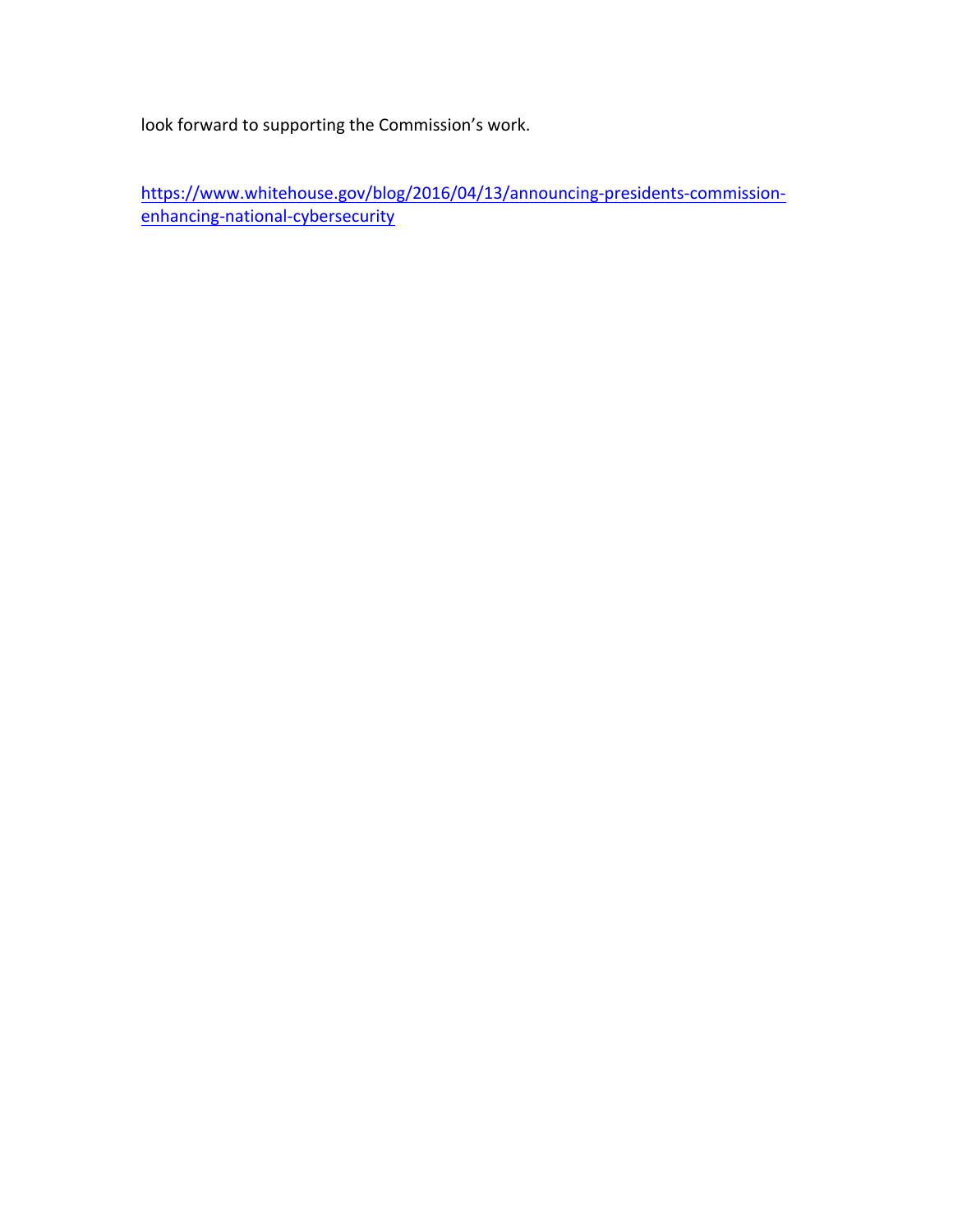look forward to supporting the Commission's work.

[https://www.whitehouse.gov/blog/2016/04/13/announcing-presidents-commission-enhancing-national-cybersecurity](https://www.whitehouse.gov/blog/2016/04/13/announcing-presidents-commission-enhancing-national-cybersecurity)